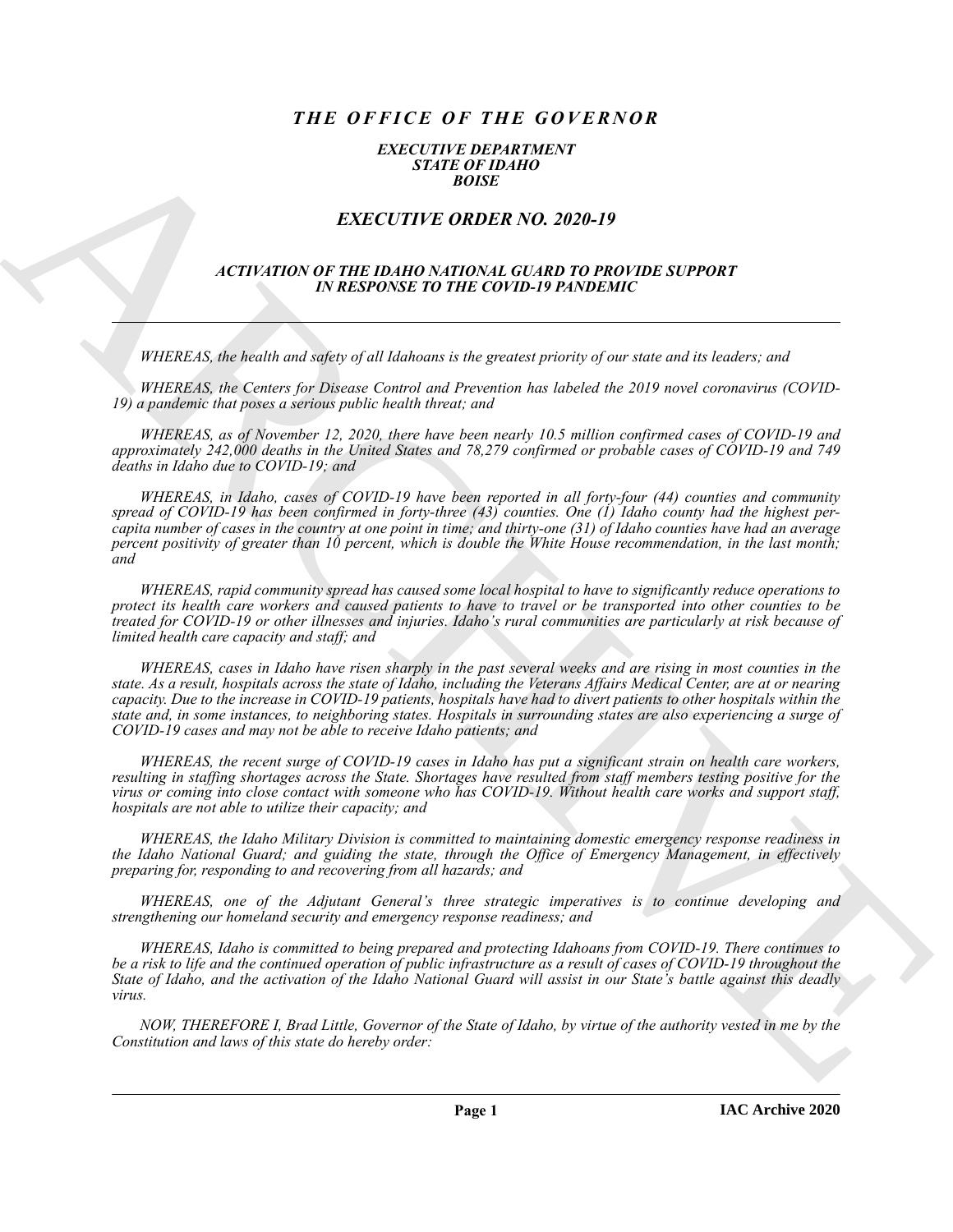# *THE OFFICE OF THE GOVERNOR*

### *EXECUTIVE DEPARTMENT*
### *STATE OF IDAHO*
### *BOISE*

## *EXECUTIVE ORDER NO. 2020-19*

### *ACTIVATION OF THE IDAHO NATIONAL GUARD TO PROVIDE SUPPORT IN RESPONSE TO THE COVID-19 PANDEMIC*

---

*WHEREAS, the health and safety of all Idahoans is the greatest priority of our state and its leaders; and*

*WHEREAS, the Centers for Disease Control and Prevention has labeled the 2019 novel coronavirus (COVID-19) a pandemic that poses a serious public health threat; and*

*WHEREAS, as of November 12, 2020, there have been nearly 10.5 million confirmed cases of COVID-19 and approximately 242,000 deaths in the United States and 78,279 confirmed or probable cases of COVID-19 and 749 deaths in Idaho due to COVID-19; and*

*WHEREAS, in Idaho, cases of COVID-19 have been reported in all forty-four (44) counties and community spread of COVID-19 has been confirmed in forty-three (43) counties. One (1) Idaho county had the highest per-capita number of cases in the country at one point in time; and thirty-one (31) of Idaho counties have had an average percent positivity of greater than 10 percent, which is double the White House recommendation, in the last month; and*

*WHEREAS, rapid community spread has caused some local hospital to have to significantly reduce operations to protect its health care workers and caused patients to have to travel or be transported into other counties to be treated for COVID-19 or other illnesses and injuries. Idaho's rural communities are particularly at risk because of limited health care capacity and staff; and*

*WHEREAS, cases in Idaho have risen sharply in the past several weeks and are rising in most counties in the state. As a result, hospitals across the state of Idaho, including the Veterans Affairs Medical Center, are at or nearing capacity. Due to the increase in COVID-19 patients, hospitals have had to divert patients to other hospitals within the state and, in some instances, to neighboring states. Hospitals in surrounding states are also experiencing a surge of COVID-19 cases and may not be able to receive Idaho patients; and*

*WHEREAS, the recent surge of COVID-19 cases in Idaho has put a significant strain on health care workers, resulting in staffing shortages across the State. Shortages have resulted from staff members testing positive for the virus or coming into close contact with someone who has COVID-19. Without health care works and support staff, hospitals are not able to utilize their capacity; and*

*WHEREAS, the Idaho Military Division is committed to maintaining domestic emergency response readiness in the Idaho National Guard; and guiding the state, through the Office of Emergency Management, in effectively preparing for, responding to and recovering from all hazards; and*

*WHEREAS, one of the Adjutant General's three strategic imperatives is to continue developing and strengthening our homeland security and emergency response readiness; and*

*WHEREAS, Idaho is committed to being prepared and protecting Idahoans from COVID-19. There continues to be a risk to life and the continued operation of public infrastructure as a result of cases of COVID-19 throughout the State of Idaho, and the activation of the Idaho National Guard will assist in our State's battle against this deadly virus.*

*NOW, THEREFORE I, Brad Little, Governor of the State of Idaho, by virtue of the authority vested in me by the Constitution and laws of this state do hereby order:*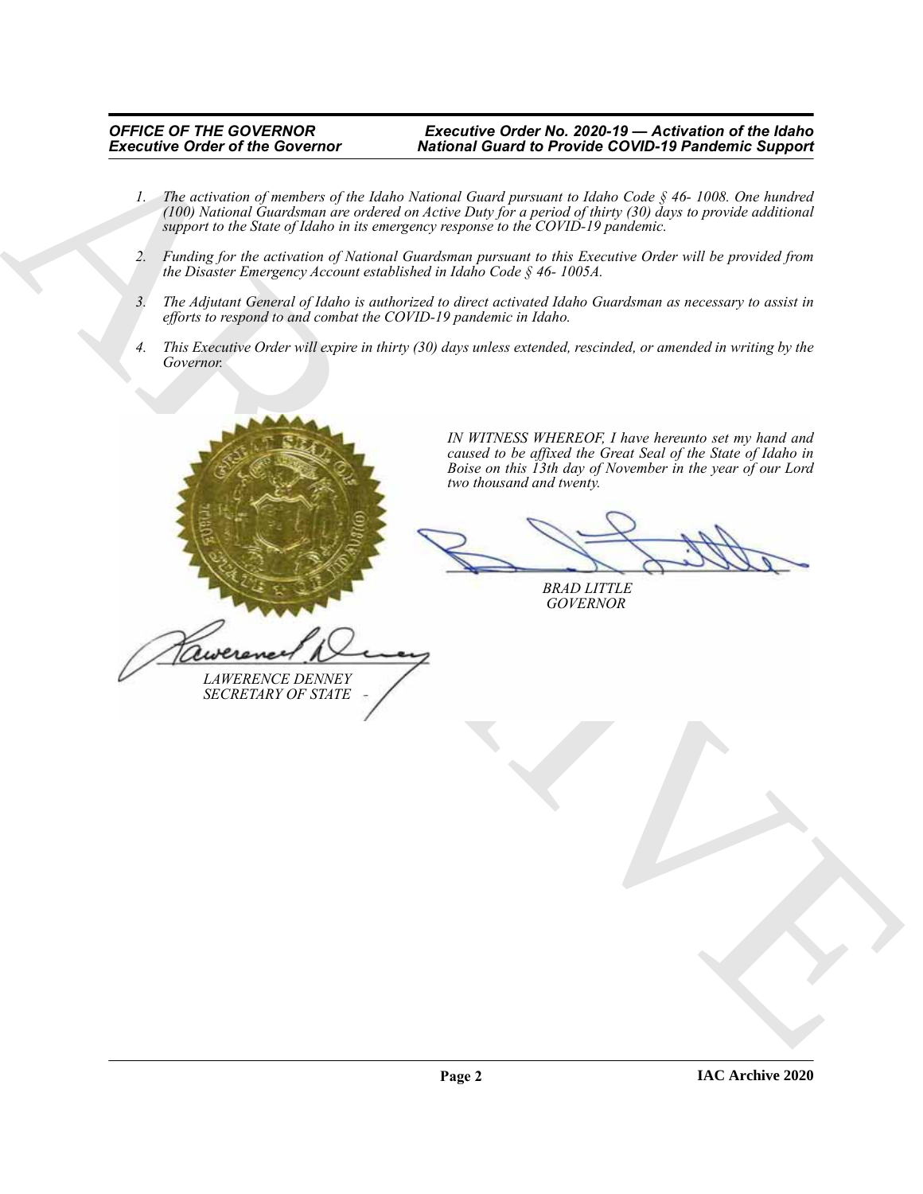1. *The activation of members of the Idaho National Guard pursuant to Idaho Code § 46- 1008. One hundred (100) National Guardsman are ordered on Active Duty for a period of thirty (30) days to provide additional support to the State of Idaho in its emergency response to the COVID-19 pandemic.*

2. *Funding for the activation of National Guardsman pursuant to this Executive Order will be provided from the Disaster Emergency Account established in Idaho Code § 46- 1005A.*

3. *The Adjutant General of Idaho is authorized to direct activated Idaho Guardsman as necessary to assist in efforts to respond to and combat the COVID-19 pandemic in Idaho.*

4. *This Executive Order will expire in thirty (30) days unless extended, rescinded, or amended in writing by the Governor.*

*IN WITNESS WHEREOF, I have hereunto set my hand and caused to be affixed the Great Seal of the State of Idaho in Boise on this 13th day of November in the year of our Lord two thousand and twenty.*

*BRAD LITTLE*
*GOVERNOR*

*LAWERENCE DENNEY*
*SECRETARY OF STATE*